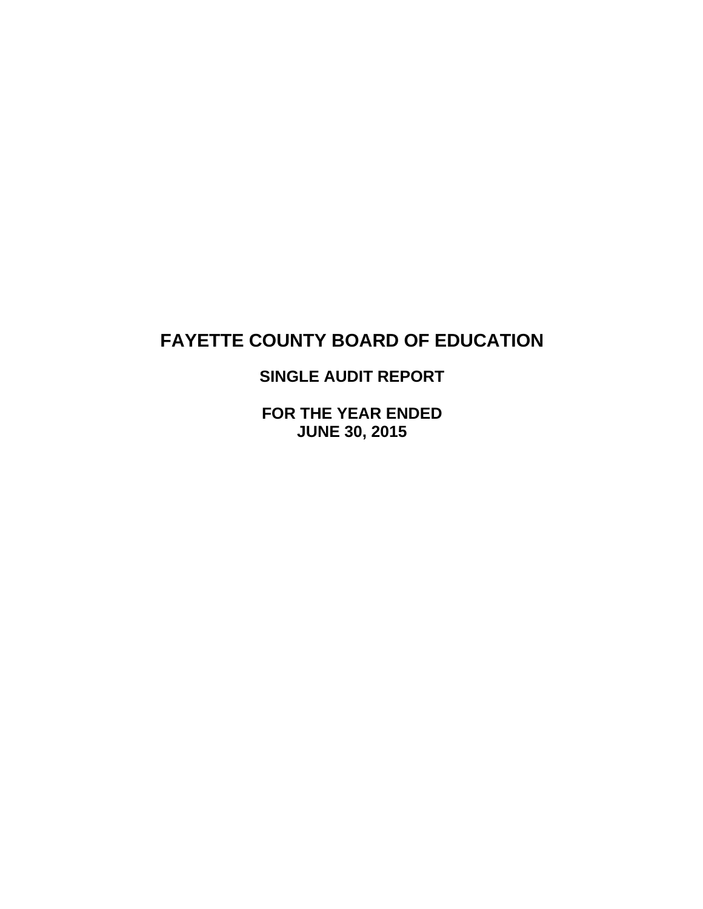# FAYETTE COUNTY BOARD OF EDUCATION

## SINGLE AUDIT REPORT

## FOR THE YEAR ENDED
## JUNE 30, 2015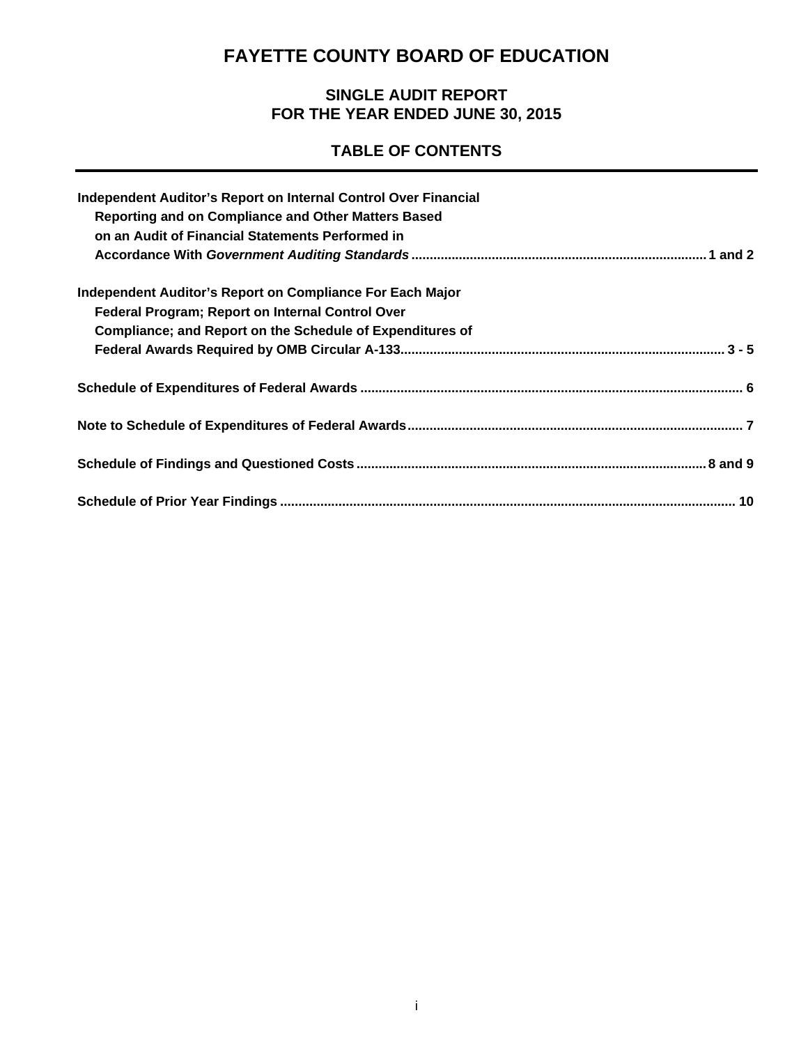# FAYETTE COUNTY BOARD OF EDUCATION

## SINGLE AUDIT REPORT
## FOR THE YEAR ENDED JUNE 30, 2015

## TABLE OF CONTENTS

| | |
|---|---|
| **Independent Auditor's Report on Internal Control Over Financial Reporting and on Compliance and Other Matters Based on an Audit of Financial Statements Performed in Accordance With *Government Auditing Standards*** | **1 and 2** |
| **Independent Auditor's Report on Compliance For Each Major Federal Program; Report on Internal Control Over Compliance; and Report on the Schedule of Expenditures of Federal Awards Required by OMB Circular A-133** | **3 - 5** |
| **Schedule of Expenditures of Federal Awards** | **6** |
| **Note to Schedule of Expenditures of Federal Awards** | **7** |
| **Schedule of Findings and Questioned Costs** | **8 and 9** |
| **Schedule of Prior Year Findings** | **10** |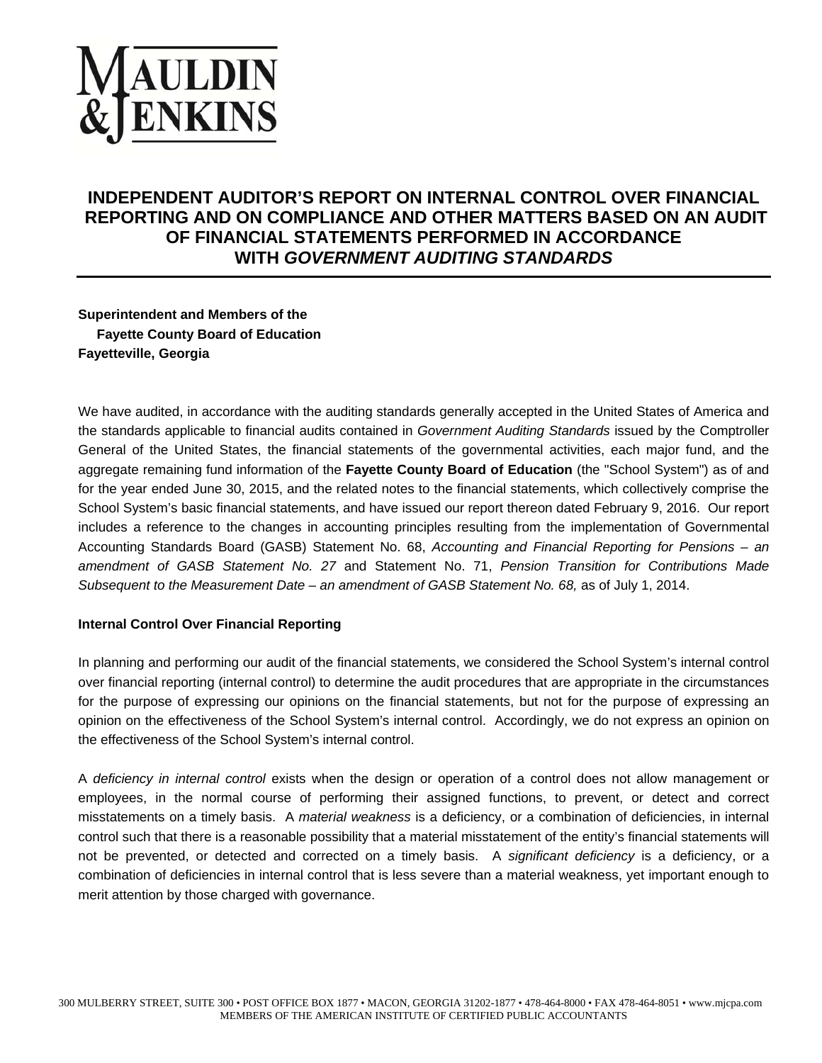MAULDIN & JENKINS

# INDEPENDENT AUDITOR'S REPORT ON INTERNAL CONTROL OVER FINANCIAL REPORTING AND ON COMPLIANCE AND OTHER MATTERS BASED ON AN AUDIT OF FINANCIAL STATEMENTS PERFORMED IN ACCORDANCE WITH *GOVERNMENT AUDITING STANDARDS*

**Superintendent and Members of the**
**Fayette County Board of Education**
**Fayetteville, Georgia**

We have audited, in accordance with the auditing standards generally accepted in the United States of America and the standards applicable to financial audits contained in *Government Auditing Standards* issued by the Comptroller General of the United States, the financial statements of the governmental activities, each major fund, and the aggregate remaining fund information of the **Fayette County Board of Education** (the "School System") as of and for the year ended June 30, 2015, and the related notes to the financial statements, which collectively comprise the School System's basic financial statements, and have issued our report thereon dated February 9, 2016. Our report includes a reference to the changes in accounting principles resulting from the implementation of Governmental Accounting Standards Board (GASB) Statement No. 68, *Accounting and Financial Reporting for Pensions – an amendment of GASB Statement No. 27* and Statement No. 71, *Pension Transition for Contributions Made Subsequent to the Measurement Date – an amendment of GASB Statement No. 68,* as of July 1, 2014.

**Internal Control Over Financial Reporting**

In planning and performing our audit of the financial statements, we considered the School System's internal control over financial reporting (internal control) to determine the audit procedures that are appropriate in the circumstances for the purpose of expressing our opinions on the financial statements, but not for the purpose of expressing an opinion on the effectiveness of the School System's internal control. Accordingly, we do not express an opinion on the effectiveness of the School System's internal control.

A *deficiency in internal control* exists when the design or operation of a control does not allow management or employees, in the normal course of performing their assigned functions, to prevent, or detect and correct misstatements on a timely basis. A *material weakness* is a deficiency, or a combination of deficiencies, in internal control such that there is a reasonable possibility that a material misstatement of the entity's financial statements will not be prevented, or detected and corrected on a timely basis. A *significant deficiency* is a deficiency, or a combination of deficiencies in internal control that is less severe than a material weakness, yet important enough to merit attention by those charged with governance.

300 MULBERRY STREET, SUITE 300 • POST OFFICE BOX 1877 • MACON, GEORGIA 31202-1877 • 478-464-8000 • FAX 478-464-8051 • www.mjcpa.com
MEMBERS OF THE AMERICAN INSTITUTE OF CERTIFIED PUBLIC ACCOUNTANTS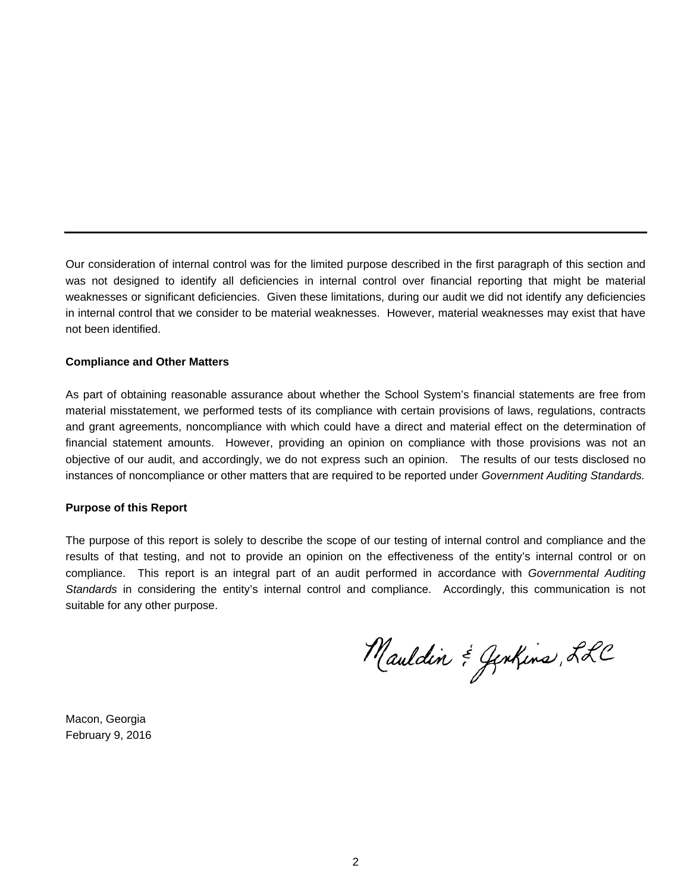Our consideration of internal control was for the limited purpose described in the first paragraph of this section and was not designed to identify all deficiencies in internal control over financial reporting that might be material weaknesses or significant deficiencies. Given these limitations, during our audit we did not identify any deficiencies in internal control that we consider to be material weaknesses. However, material weaknesses may exist that have not been identified.

**Compliance and Other Matters**

As part of obtaining reasonable assurance about whether the School System's financial statements are free from material misstatement, we performed tests of its compliance with certain provisions of laws, regulations, contracts and grant agreements, noncompliance with which could have a direct and material effect on the determination of financial statement amounts. However, providing an opinion on compliance with those provisions was not an objective of our audit, and accordingly, we do not express such an opinion. The results of our tests disclosed no instances of noncompliance or other matters that are required to be reported under *Government Auditing Standards.*

**Purpose of this Report**

The purpose of this report is solely to describe the scope of our testing of internal control and compliance and the results of that testing, and not to provide an opinion on the effectiveness of the entity's internal control or on compliance. This report is an integral part of an audit performed in accordance with *Governmental Auditing Standards* in considering the entity's internal control and compliance. Accordingly, this communication is not suitable for any other purpose.

Mauldin & Jenkins, LLC

Macon, Georgia
February 9, 2016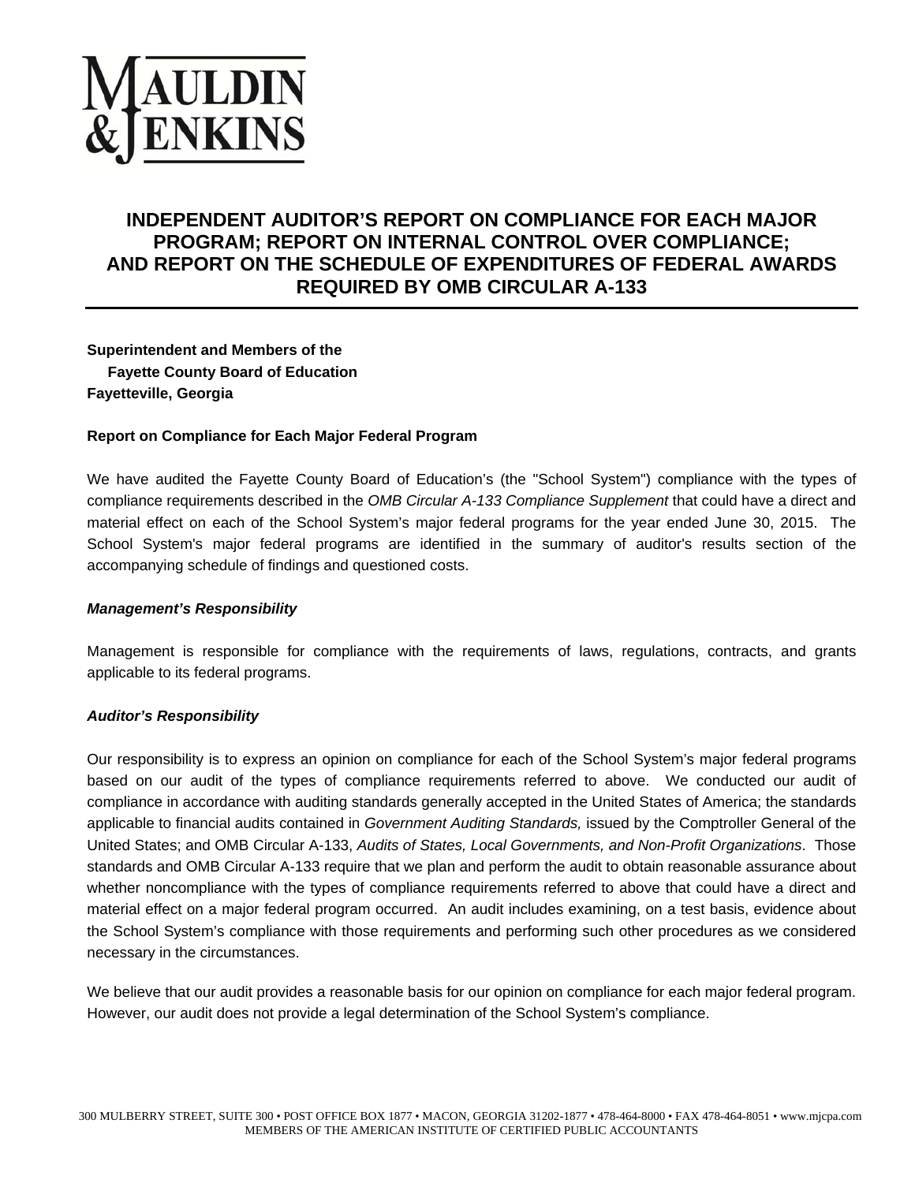MAULDIN & JENKINS

# INDEPENDENT AUDITOR'S REPORT ON COMPLIANCE FOR EACH MAJOR PROGRAM; REPORT ON INTERNAL CONTROL OVER COMPLIANCE; AND REPORT ON THE SCHEDULE OF EXPENDITURES OF FEDERAL AWARDS REQUIRED BY OMB CIRCULAR A-133

**Superintendent and Members of the**
**Fayette County Board of Education**
**Fayetteville, Georgia**

**Report on Compliance for Each Major Federal Program**

We have audited the Fayette County Board of Education's (the "School System") compliance with the types of compliance requirements described in the *OMB Circular A-133 Compliance Supplement* that could have a direct and material effect on each of the School System's major federal programs for the year ended June 30, 2015. The School System's major federal programs are identified in the summary of auditor's results section of the accompanying schedule of findings and questioned costs.

***Management's Responsibility***

Management is responsible for compliance with the requirements of laws, regulations, contracts, and grants applicable to its federal programs.

***Auditor's Responsibility***

Our responsibility is to express an opinion on compliance for each of the School System's major federal programs based on our audit of the types of compliance requirements referred to above. We conducted our audit of compliance in accordance with auditing standards generally accepted in the United States of America; the standards applicable to financial audits contained in *Government Auditing Standards,* issued by the Comptroller General of the United States; and OMB Circular A-133, *Audits of States, Local Governments, and Non-Profit Organizations*. Those standards and OMB Circular A-133 require that we plan and perform the audit to obtain reasonable assurance about whether noncompliance with the types of compliance requirements referred to above that could have a direct and material effect on a major federal program occurred. An audit includes examining, on a test basis, evidence about the School System's compliance with those requirements and performing such other procedures as we considered necessary in the circumstances.

We believe that our audit provides a reasonable basis for our opinion on compliance for each major federal program. However, our audit does not provide a legal determination of the School System's compliance.

300 MULBERRY STREET, SUITE 300 • POST OFFICE BOX 1877 • MACON, GEORGIA 31202-1877 • 478-464-8000 • FAX 478-464-8051 • www.mjcpa.com
MEMBERS OF THE AMERICAN INSTITUTE OF CERTIFIED PUBLIC ACCOUNTANTS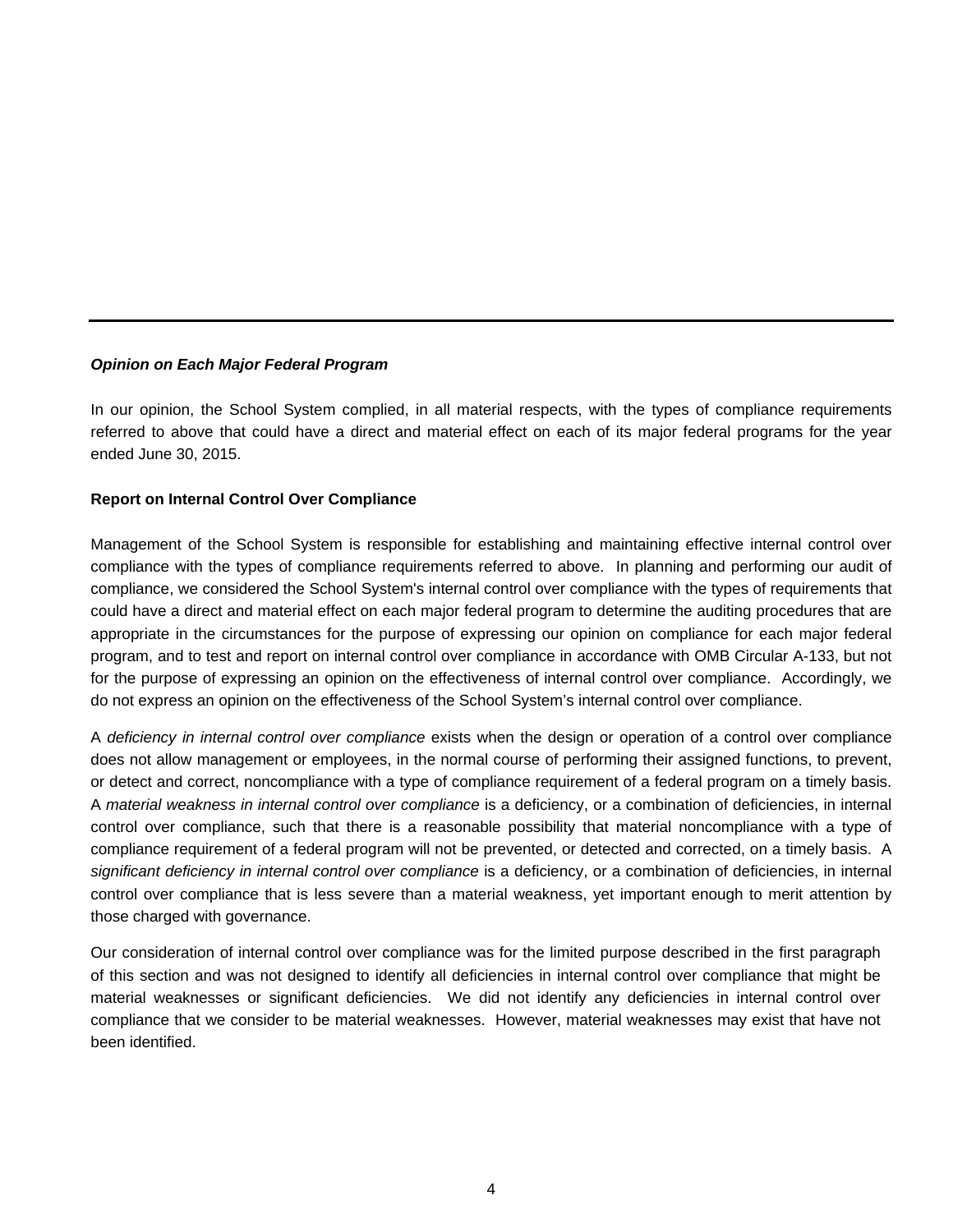***Opinion on Each Major Federal Program***

In our opinion, the School System complied, in all material respects, with the types of compliance requirements referred to above that could have a direct and material effect on each of its major federal programs for the year ended June 30, 2015.

**Report on Internal Control Over Compliance**

Management of the School System is responsible for establishing and maintaining effective internal control over compliance with the types of compliance requirements referred to above. In planning and performing our audit of compliance, we considered the School System's internal control over compliance with the types of requirements that could have a direct and material effect on each major federal program to determine the auditing procedures that are appropriate in the circumstances for the purpose of expressing our opinion on compliance for each major federal program, and to test and report on internal control over compliance in accordance with OMB Circular A-133, but not for the purpose of expressing an opinion on the effectiveness of internal control over compliance. Accordingly, we do not express an opinion on the effectiveness of the School System's internal control over compliance.

A *deficiency in internal control over compliance* exists when the design or operation of a control over compliance does not allow management or employees, in the normal course of performing their assigned functions, to prevent, or detect and correct, noncompliance with a type of compliance requirement of a federal program on a timely basis. A *material weakness in internal control over compliance* is a deficiency, or a combination of deficiencies, in internal control over compliance, such that there is a reasonable possibility that material noncompliance with a type of compliance requirement of a federal program will not be prevented, or detected and corrected, on a timely basis. A *significant deficiency in internal control over compliance* is a deficiency, or a combination of deficiencies, in internal control over compliance that is less severe than a material weakness, yet important enough to merit attention by those charged with governance.

Our consideration of internal control over compliance was for the limited purpose described in the first paragraph of this section and was not designed to identify all deficiencies in internal control over compliance that might be material weaknesses or significant deficiencies. We did not identify any deficiencies in internal control over compliance that we consider to be material weaknesses. However, material weaknesses may exist that have not been identified.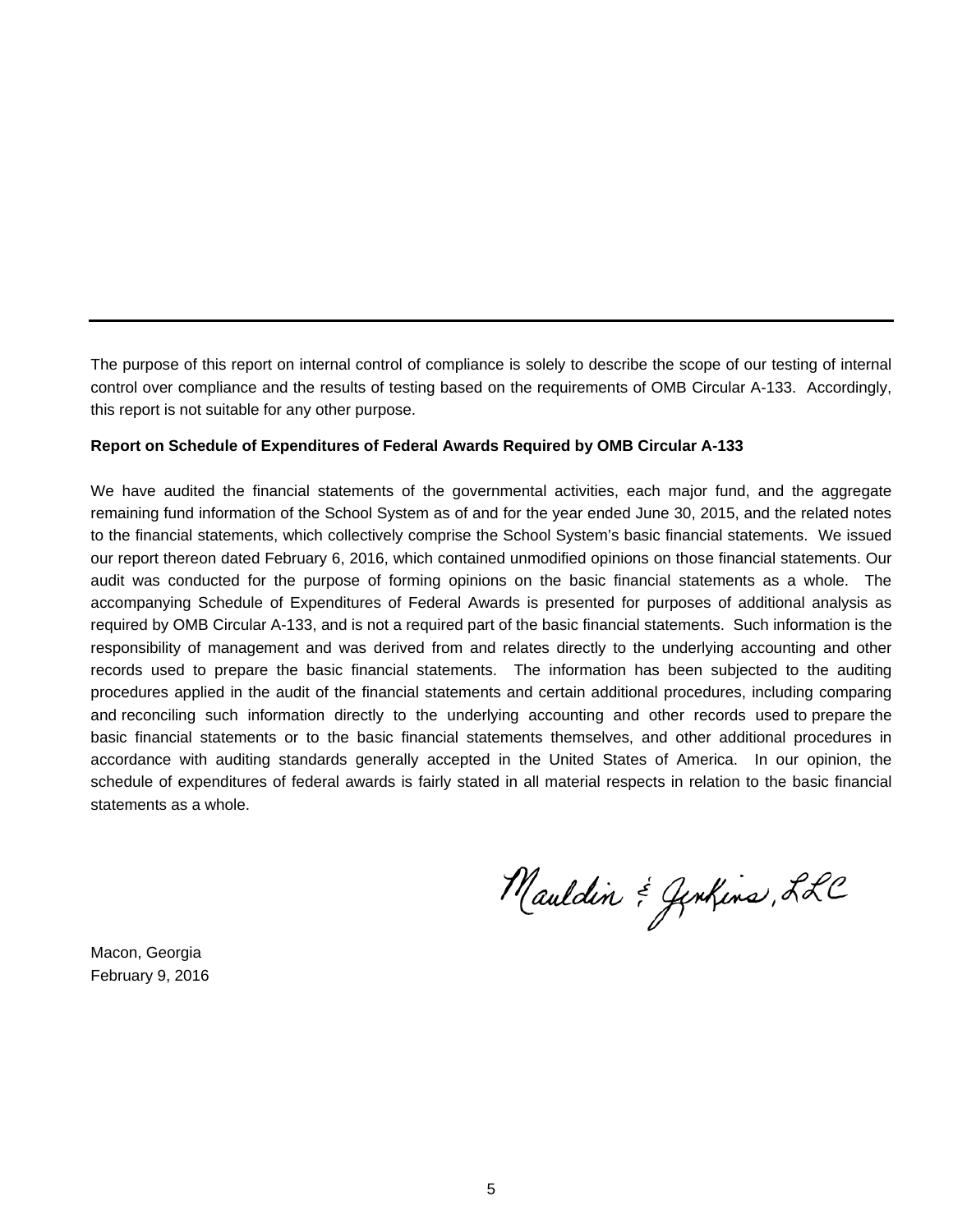---

The purpose of this report on internal control of compliance is solely to describe the scope of our testing of internal control over compliance and the results of testing based on the requirements of OMB Circular A-133. Accordingly, this report is not suitable for any other purpose.

**Report on Schedule of Expenditures of Federal Awards Required by OMB Circular A-133**

We have audited the financial statements of the governmental activities, each major fund, and the aggregate remaining fund information of the School System as of and for the year ended June 30, 2015, and the related notes to the financial statements, which collectively comprise the School System's basic financial statements. We issued our report thereon dated February 6, 2016, which contained unmodified opinions on those financial statements. Our audit was conducted for the purpose of forming opinions on the basic financial statements as a whole. The accompanying Schedule of Expenditures of Federal Awards is presented for purposes of additional analysis as required by OMB Circular A-133, and is not a required part of the basic financial statements. Such information is the responsibility of management and was derived from and relates directly to the underlying accounting and other records used to prepare the basic financial statements. The information has been subjected to the auditing procedures applied in the audit of the financial statements and certain additional procedures, including comparing and reconciling such information directly to the underlying accounting and other records used to prepare the basic financial statements or to the basic financial statements themselves, and other additional procedures in accordance with auditing standards generally accepted in the United States of America. In our opinion, the schedule of expenditures of federal awards is fairly stated in all material respects in relation to the basic financial statements as a whole.

Mauldin & Jenkins, LLC

Macon, Georgia
February 9, 2016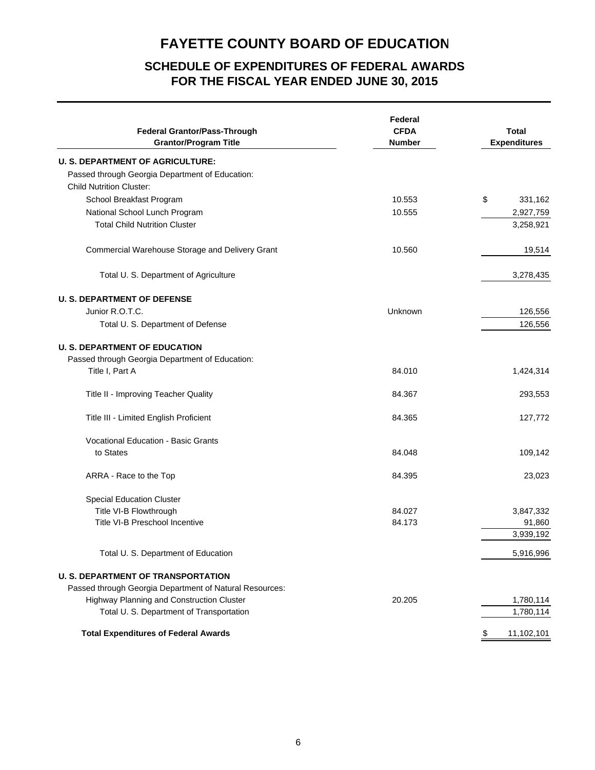# FAYETTE COUNTY BOARD OF EDUCATION

## SCHEDULE OF EXPENDITURES OF FEDERAL AWARDS
## FOR THE FISCAL YEAR ENDED JUNE 30, 2015

| Federal Grantor/Pass-Through Grantor/Program Title | Federal CFDA Number | Total Expenditures |
|---|---|---|
| **U. S. DEPARTMENT OF AGRICULTURE:** | | |
| Passed through Georgia Department of Education: | | |
| Child Nutrition Cluster: | | |
| School Breakfast Program | 10.553 | $ 331,162 |
| National School Lunch Program | 10.555 | 2,927,759 |
| Total Child Nutrition Cluster | | 3,258,921 |
| Commercial Warehouse Storage and Delivery Grant | 10.560 | 19,514 |
| Total U. S. Department of Agriculture | | 3,278,435 |
| **U. S. DEPARTMENT OF DEFENSE** | | |
| Junior R.O.T.C. | Unknown | 126,556 |
| Total U. S. Department of Defense | | 126,556 |
| **U. S. DEPARTMENT OF EDUCATION** | | |
| Passed through Georgia Department of Education: | | |
| Title I, Part A | 84.010 | 1,424,314 |
| Title II - Improving Teacher Quality | 84.367 | 293,553 |
| Title III - Limited English Proficient | 84.365 | 127,772 |
| Vocational Education - Basic Grants to States | 84.048 | 109,142 |
| ARRA - Race to the Top | 84.395 | 23,023 |
| Special Education Cluster | | |
| Title VI-B Flowthrough | 84.027 | 3,847,332 |
| Title VI-B Preschool Incentive | 84.173 | 91,860 |
| | | 3,939,192 |
| Total U. S. Department of Education | | 5,916,996 |
| **U. S. DEPARTMENT OF TRANSPORTATION** | | |
| Passed through Georgia Department of Natural Resources: | | |
| Highway Planning and Construction Cluster | 20.205 | 1,780,114 |
| Total U. S. Department of Transportation | | 1,780,114 |
| **Total Expenditures of Federal Awards** | | $ 11,102,101 |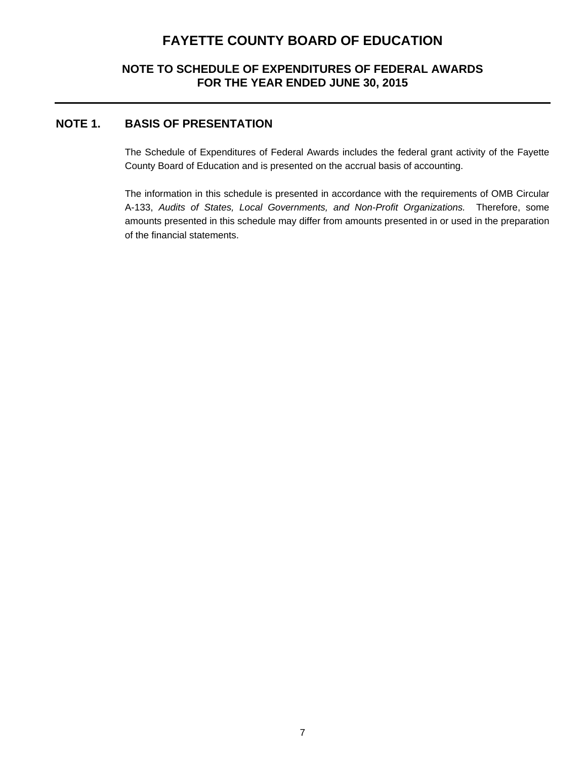# FAYETTE COUNTY BOARD OF EDUCATION

## NOTE TO SCHEDULE OF EXPENDITURES OF FEDERAL AWARDS
## FOR THE YEAR ENDED JUNE 30, 2015

---

### NOTE 1. BASIS OF PRESENTATION

The Schedule of Expenditures of Federal Awards includes the federal grant activity of the Fayette County Board of Education and is presented on the accrual basis of accounting.

The information in this schedule is presented in accordance with the requirements of OMB Circular A-133, *Audits of States, Local Governments, and Non-Profit Organizations.* Therefore, some amounts presented in this schedule may differ from amounts presented in or used in the preparation of the financial statements.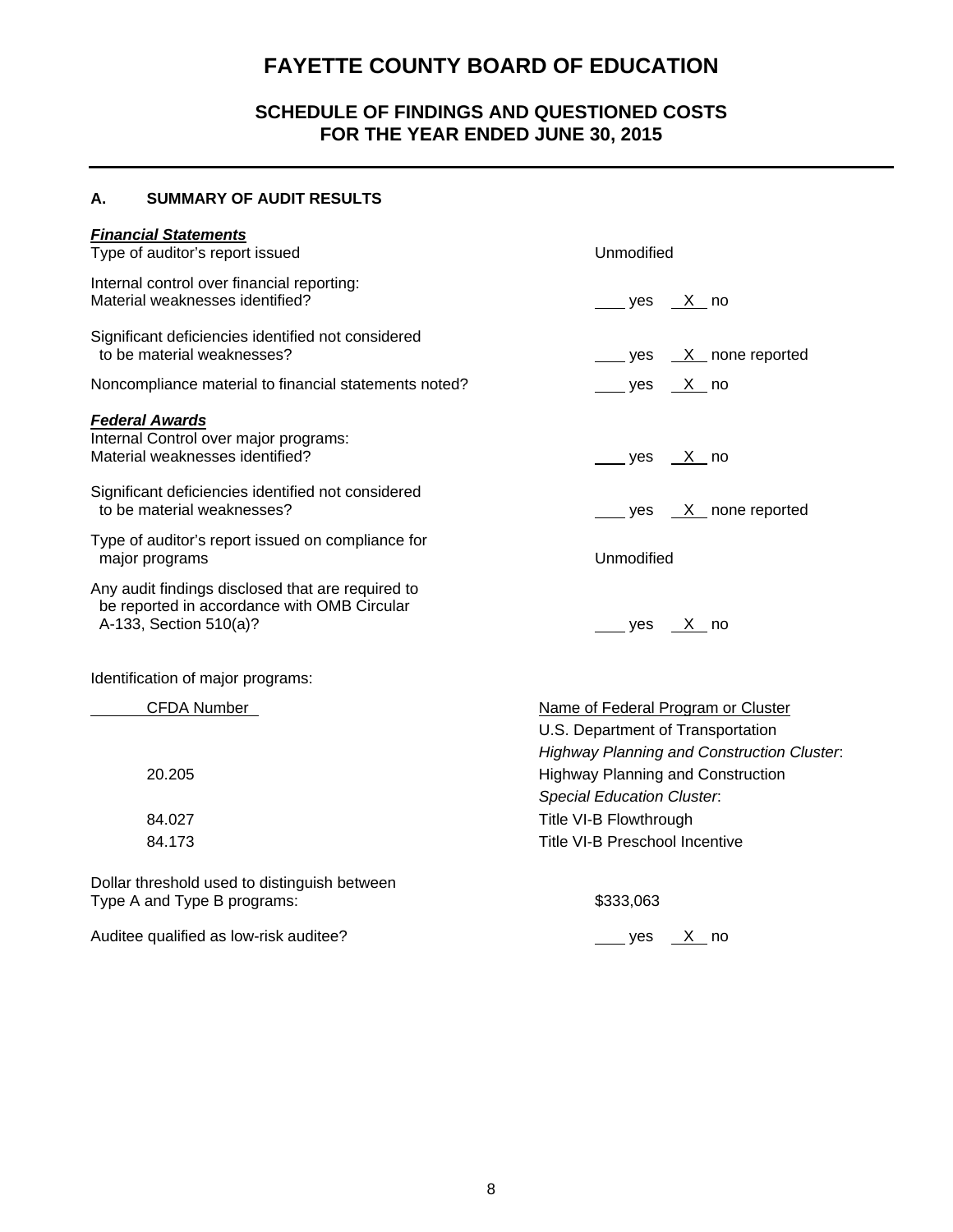# FAYETTE COUNTY BOARD OF EDUCATION

## SCHEDULE OF FINDINGS AND QUESTIONED COSTS
## FOR THE YEAR ENDED JUNE 30, 2015

### A. SUMMARY OF AUDIT RESULTS

***Financial Statements***

| | |
|---|---|
| Type of auditor's report issued | Unmodified |
| Internal control over financial reporting: Material weaknesses identified? | ___ yes _X_ no |
| Significant deficiencies identified not considered to be material weaknesses? | ___ yes _X_ none reported |
| Noncompliance material to financial statements noted? | ___ yes _X_ no |

***Federal Awards***

| | |
|---|---|
| Internal Control over major programs: Material weaknesses identified? | ___ yes _X_ no |
| Significant deficiencies identified not considered to be material weaknesses? | ___ yes _X_ none reported |
| Type of auditor's report issued on compliance for major programs | Unmodified |
| Any audit findings disclosed that are required to be reported in accordance with OMB Circular A-133, Section 510(a)? | ___ yes _X_ no |

Identification of major programs:

| CFDA Number | Name of Federal Program or Cluster |
|---|---|
| | U.S. Department of Transportation |
| | *Highway Planning and Construction Cluster*: |
| 20.205 | Highway Planning and Construction |
| | *Special Education Cluster*: |
| 84.027 | Title VI-B Flowthrough |
| 84.173 | Title VI-B Preschool Incentive |

| | |
|---|---|
| Dollar threshold used to distinguish between Type A and Type B programs: | $333,063 |
| Auditee qualified as low-risk auditee? | ___ yes _X_ no |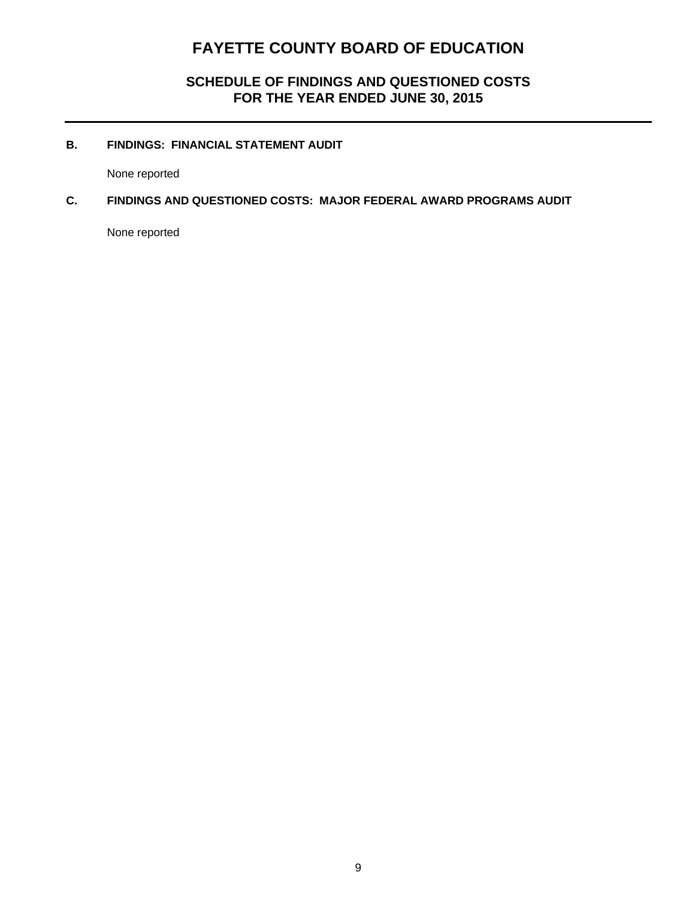# FAYETTE COUNTY BOARD OF EDUCATION

## SCHEDULE OF FINDINGS AND QUESTIONED COSTS
## FOR THE YEAR ENDED JUNE 30, 2015

### B. FINDINGS: FINANCIAL STATEMENT AUDIT

None reported

### C. FINDINGS AND QUESTIONED COSTS: MAJOR FEDERAL AWARD PROGRAMS AUDIT

None reported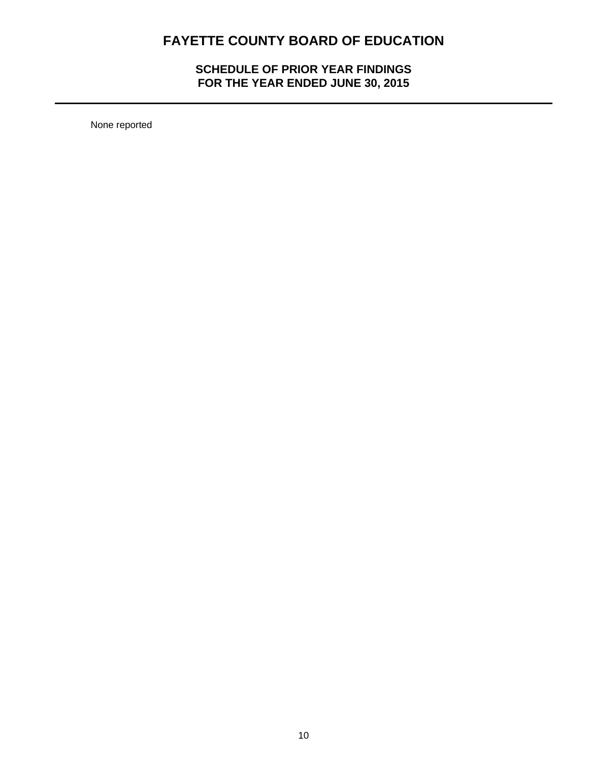# FAYETTE COUNTY BOARD OF EDUCATION

## SCHEDULE OF PRIOR YEAR FINDINGS
## FOR THE YEAR ENDED JUNE 30, 2015

None reported